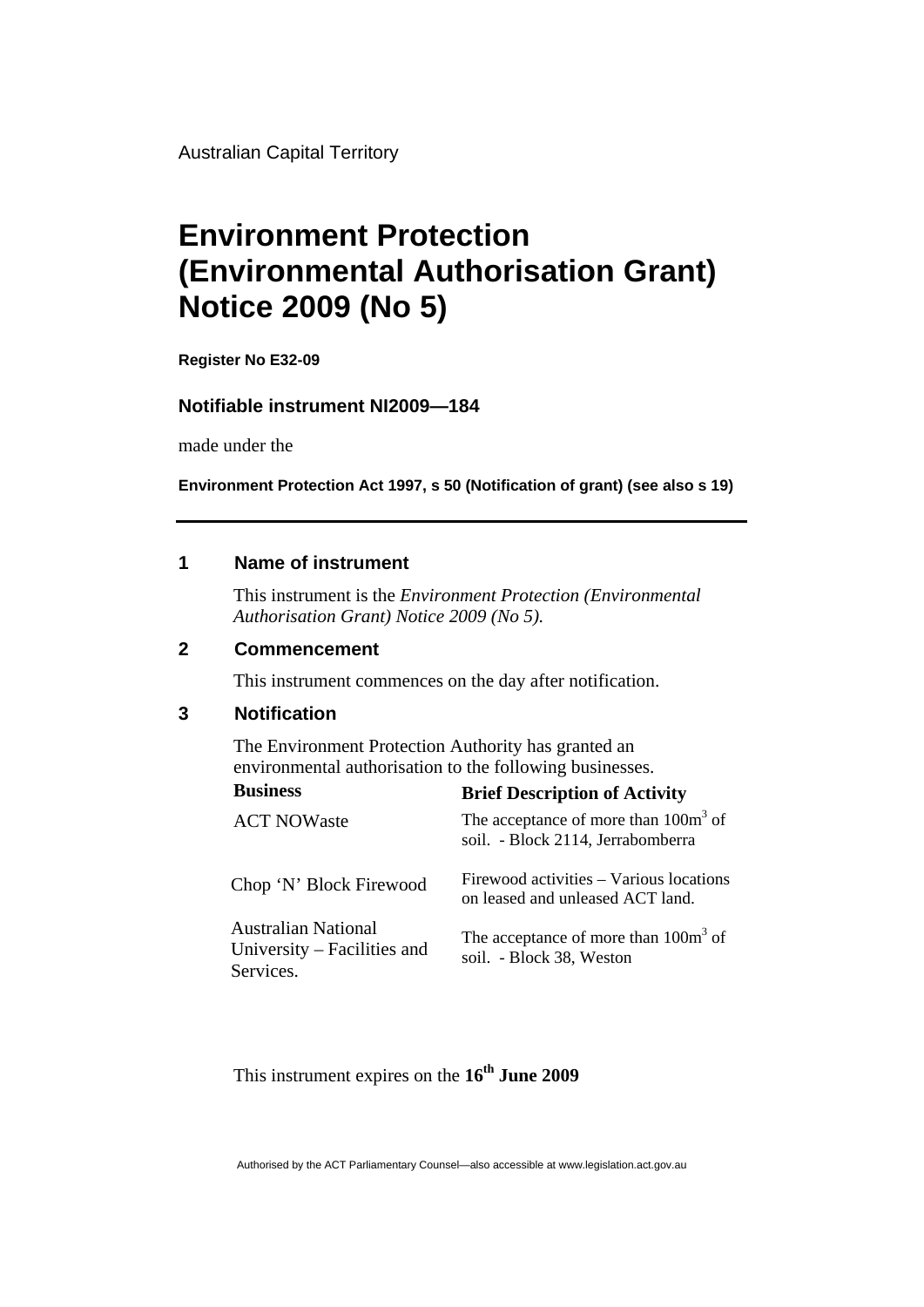Australian Capital Territory

# Environment Protection (Environmental Authorisation Grant) Notice 2009 (No 5)

**Register No E32-09**

**Notifiable instrument NI2009—184**

made under the

**Environment Protection Act 1997, s 50 (Notification of grant) (see also s 19)**

---

## 1 Name of instrument

This instrument is the *Environment Protection (Environmental Authorisation Grant) Notice 2009 (No 5).*

## 2 Commencement

This instrument commences on the day after notification.

## 3 Notification

The Environment Protection Authority has granted an environmental authorisation to the following businesses.

| Business | Brief Description of Activity |
|---|---|
| ACT NOWaste | The acceptance of more than $100m^3$ of soil. - Block 2114, Jerrabomberra |
| Chop 'N' Block Firewood | Firewood activities – Various locations on leased and unleased ACT land. |
| Australian National University – Facilities and Services. | The acceptance of more than $100m^3$ of soil. - Block 38, Weston |

This instrument expires on the **16th June 2009**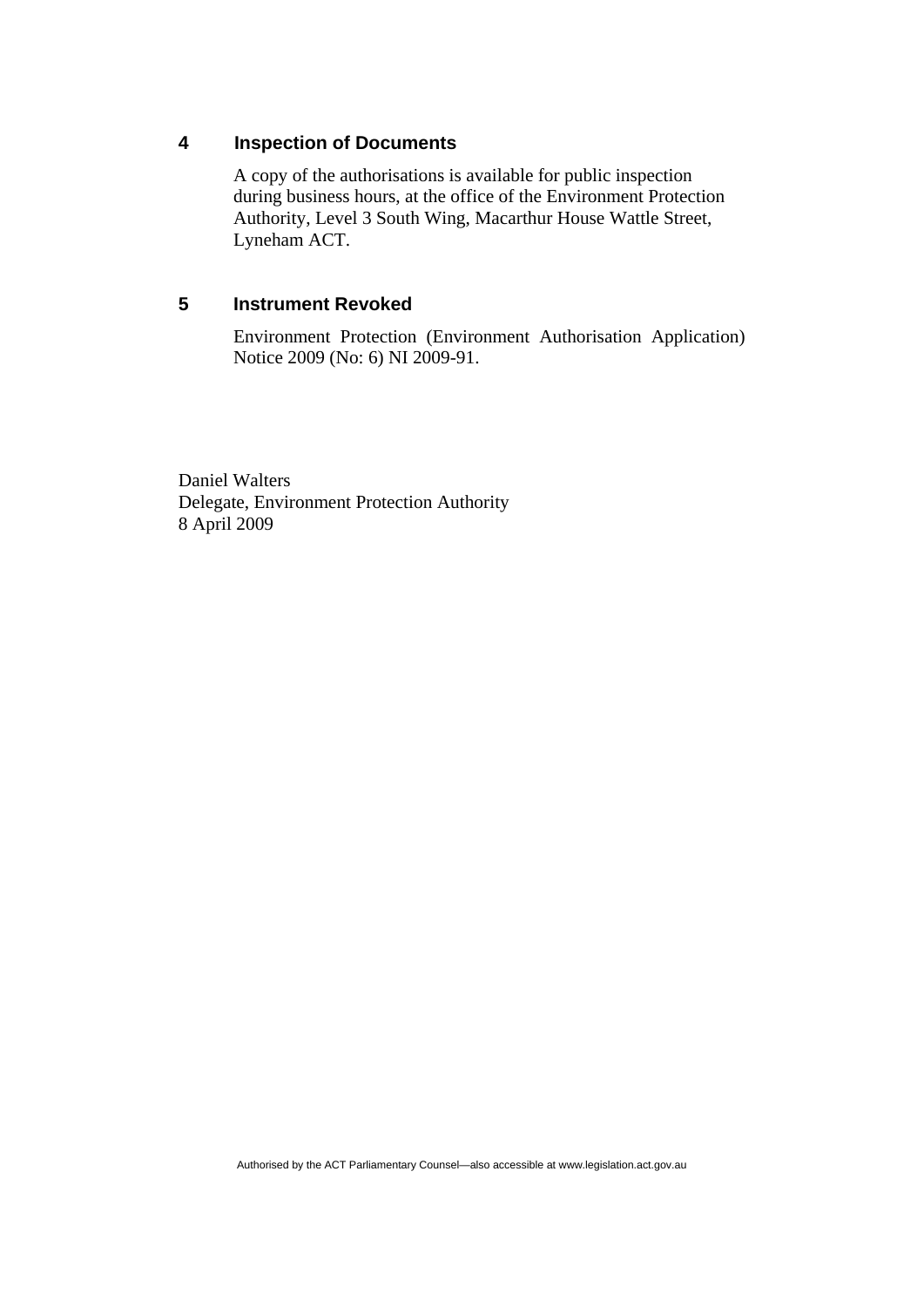## 4 Inspection of Documents

A copy of the authorisations is available for public inspection during business hours, at the office of the Environment Protection Authority, Level 3 South Wing, Macarthur House Wattle Street, Lyneham ACT.

## 5 Instrument Revoked

Environment Protection (Environment Authorisation Application) Notice 2009 (No: 6) NI 2009-91.

Daniel Walters
Delegate, Environment Protection Authority
8 April 2009